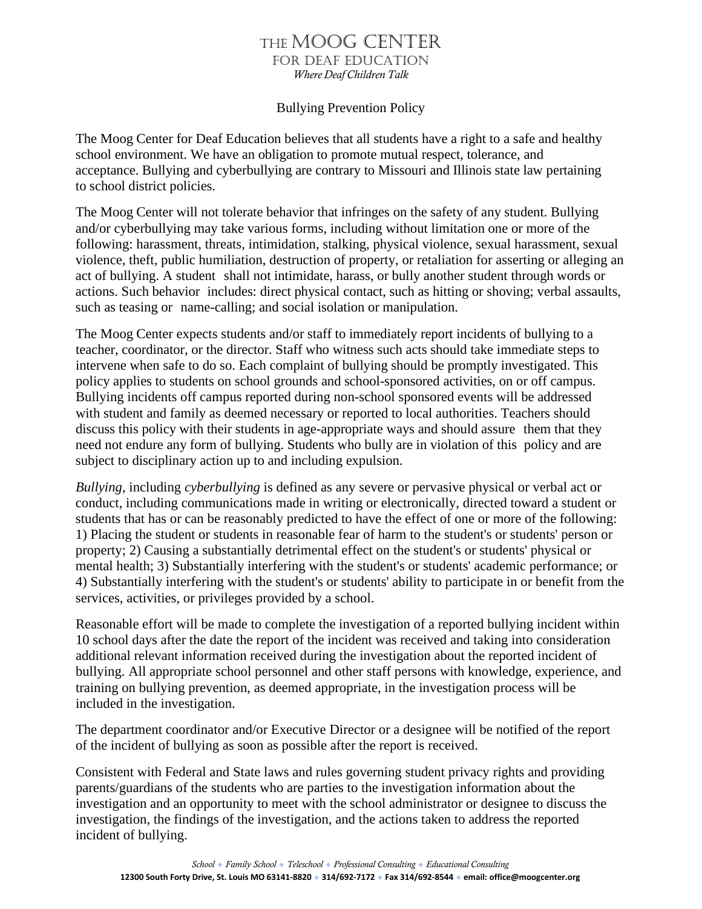# THE MOOG CENTER FOR DEAF EDUCATION

*Where Deaf Children Talk*

## Bullying Prevention Policy

The Moog Center for Deaf Education believes that all students have a right to a safe and healthy school environment. We have an obligation to promote mutual respect, tolerance, and acceptance. Bullying and cyberbullying are contrary to Missouri and Illinois state law pertaining to school district policies.

The Moog Center will not tolerate behavior that infringes on the safety of any student. Bullying and/or cyberbullying may take various forms, including without limitation one or more of the following: harassment, threats, intimidation, stalking, physical violence, sexual harassment, sexual violence, theft, public humiliation, destruction of property, or retaliation for asserting or alleging an act of bullying. A student shall not intimidate, harass, or bully another student through words or actions. Such behavior includes: direct physical contact, such as hitting or shoving; verbal assaults, such as teasing or name-calling; and social isolation or manipulation.

The Moog Center expects students and/or staff to immediately report incidents of bullying to a teacher, coordinator, or the director. Staff who witness such acts should take immediate steps to intervene when safe to do so. Each complaint of bullying should be promptly investigated. This policy applies to students on school grounds and school-sponsored activities, on or off campus. Bullying incidents off campus reported during non-school sponsored events will be addressed with student and family as deemed necessary or reported to local authorities. Teachers should discuss this policy with their students in age-appropriate ways and should assure them that they need not endure any form of bullying. Students who bully are in violation of this policy and are subject to disciplinary action up to and including expulsion.

*Bullying*, including *cyberbullying* is defined as any severe or pervasive physical or verbal act or conduct, including communications made in writing or electronically, directed toward a student or students that has or can be reasonably predicted to have the effect of one or more of the following: 1) Placing the student or students in reasonable fear of harm to the student's or students' person or property; 2) Causing a substantially detrimental effect on the student's or students' physical or mental health; 3) Substantially interfering with the student's or students' academic performance; or 4) Substantially interfering with the student's or students' ability to participate in or benefit from the services, activities, or privileges provided by a school.

Reasonable effort will be made to complete the investigation of a reported bullying incident within 10 school days after the date the report of the incident was received and taking into consideration additional relevant information received during the investigation about the reported incident of bullying. All appropriate school personnel and other staff persons with knowledge, experience, and training on bullying prevention, as deemed appropriate, in the investigation process will be included in the investigation.

The department coordinator and/or Executive Director or a designee will be notified of the report of the incident of bullying as soon as possible after the report is received.

Consistent with Federal and State laws and rules governing student privacy rights and providing parents/guardians of the students who are parties to the investigation information about the investigation and an opportunity to meet with the school administrator or designee to discuss the investigation, the findings of the investigation, and the actions taken to address the reported incident of bullying.

*School ◆ Family School ◆ Teleschool ◆ Professional Consulting ◆ Educational Consulting*

**12300 South Forty Drive, St. Louis MO 63141-8820 ◆ 314/692-7172 ◆ Fax 314/692-8544 ◆ email: office@moogcenter.org**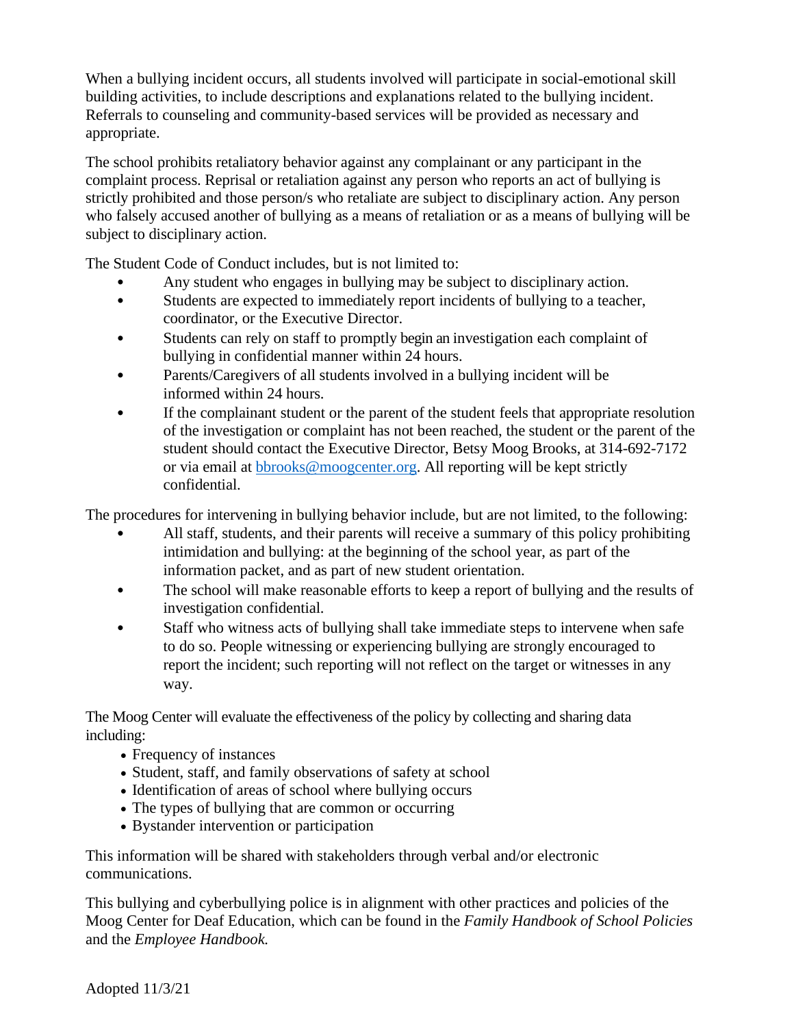When a bullying incident occurs, all students involved will participate in social-emotional skill building activities, to include descriptions and explanations related to the bullying incident. Referrals to counseling and community-based services will be provided as necessary and appropriate.

The school prohibits retaliatory behavior against any complainant or any participant in the complaint process. Reprisal or retaliation against any person who reports an act of bullying is strictly prohibited and those person/s who retaliate are subject to disciplinary action. Any person who falsely accused another of bullying as a means of retaliation or as a means of bullying will be subject to disciplinary action.

The Student Code of Conduct includes, but is not limited to:

- Any student who engages in bullying may be subject to disciplinary action.
- Students are expected to immediately report incidents of bullying to a teacher, coordinator, or the Executive Director.
- Students can rely on staff to promptly begin an investigation each complaint of bullying in confidential manner within 24 hours.
- Parents/Caregivers of all students involved in a bullying incident will be informed within 24 hours.
- If the complainant student or the parent of the student feels that appropriate resolution of the investigation or complaint has not been reached, the student or the parent of the student should contact the Executive Director, Betsy Moog Brooks, at 314-692-7172 or via email at bbrooks@moogcenter.org. All reporting will be kept strictly confidential.

The procedures for intervening in bullying behavior include, but are not limited, to the following:

- All staff, students, and their parents will receive a summary of this policy prohibiting intimidation and bullying: at the beginning of the school year, as part of the information packet, and as part of new student orientation.
- The school will make reasonable efforts to keep a report of bullying and the results of investigation confidential.
- Staff who witness acts of bullying shall take immediate steps to intervene when safe to do so. People witnessing or experiencing bullying are strongly encouraged to report the incident; such reporting will not reflect on the target or witnesses in any way.

The Moog Center will evaluate the effectiveness of the policy by collecting and sharing data including:

- Frequency of instances
- Student, staff, and family observations of safety at school
- Identification of areas of school where bullying occurs
- The types of bullying that are common or occurring
- Bystander intervention or participation

This information will be shared with stakeholders through verbal and/or electronic communications.

This bullying and cyberbullying police is in alignment with other practices and policies of the Moog Center for Deaf Education, which can be found in the *Family Handbook of School Policies* and the *Employee Handbook.*

Adopted 11/3/21